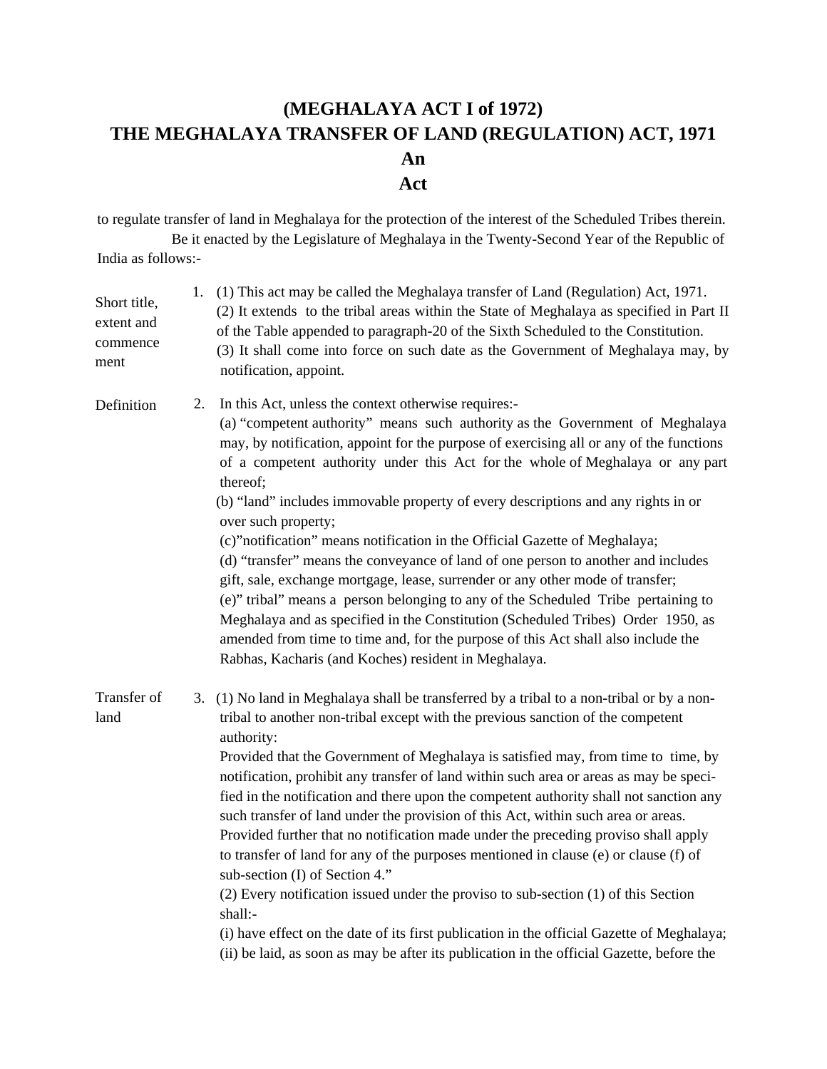# (MEGHALAYA ACT I of 1972)
# THE MEGHALAYA TRANSFER OF LAND (REGULATION) ACT, 1971
# An
# Act

to regulate transfer of land in Meghalaya for the protection of the interest of the Scheduled Tribes therein.

Be it enacted by the Legislature of Meghalaya in the Twenty-Second Year of the Republic of India as follows:-

**Short title, extent and commencement**

1. (1) This act may be called the Meghalaya transfer of Land (Regulation) Act, 1971.

(2) It extends to the tribal areas within the State of Meghalaya as specified in Part II of the Table appended to paragraph-20 of the Sixth Scheduled to the Constitution.

(3) It shall come into force on such date as the Government of Meghalaya may, by notification, appoint.

**Definition**

2. In this Act, unless the context otherwise requires:-

(a) "competent authority" means such authority as the Government of Meghalaya may, by notification, appoint for the purpose of exercising all or any of the functions of a competent authority under this Act for the whole of Meghalaya or any part thereof;

(b) "land" includes immovable property of every descriptions and any rights in or over such property;

(c)"notification" means notification in the Official Gazette of Meghalaya;

(d) "transfer" means the conveyance of land of one person to another and includes gift, sale, exchange mortgage, lease, surrender or any other mode of transfer;

(e)" tribal" means a person belonging to any of the Scheduled Tribe pertaining to Meghalaya and as specified in the Constitution (Scheduled Tribes) Order 1950, as amended from time to time and, for the purpose of this Act shall also include the Rabhas, Kacharis (and Koches) resident in Meghalaya.

**Transfer of land**

3. (1) No land in Meghalaya shall be transferred by a tribal to a non-tribal or by a non-tribal to another non-tribal except with the previous sanction of the competent authority:

Provided that the Government of Meghalaya is satisfied may, from time to time, by notification, prohibit any transfer of land within such area or areas as may be specified in the notification and there upon the competent authority shall not sanction any such transfer of land under the provision of this Act, within such area or areas.

Provided further that no notification made under the preceding proviso shall apply to transfer of land for any of the purposes mentioned in clause (e) or clause (f) of sub-section (I) of Section 4."

(2) Every notification issued under the proviso to sub-section (1) of this Section shall:-

(i) have effect on the date of its first publication in the official Gazette of Meghalaya;

(ii) be laid, as soon as may be after its publication in the official Gazette, before the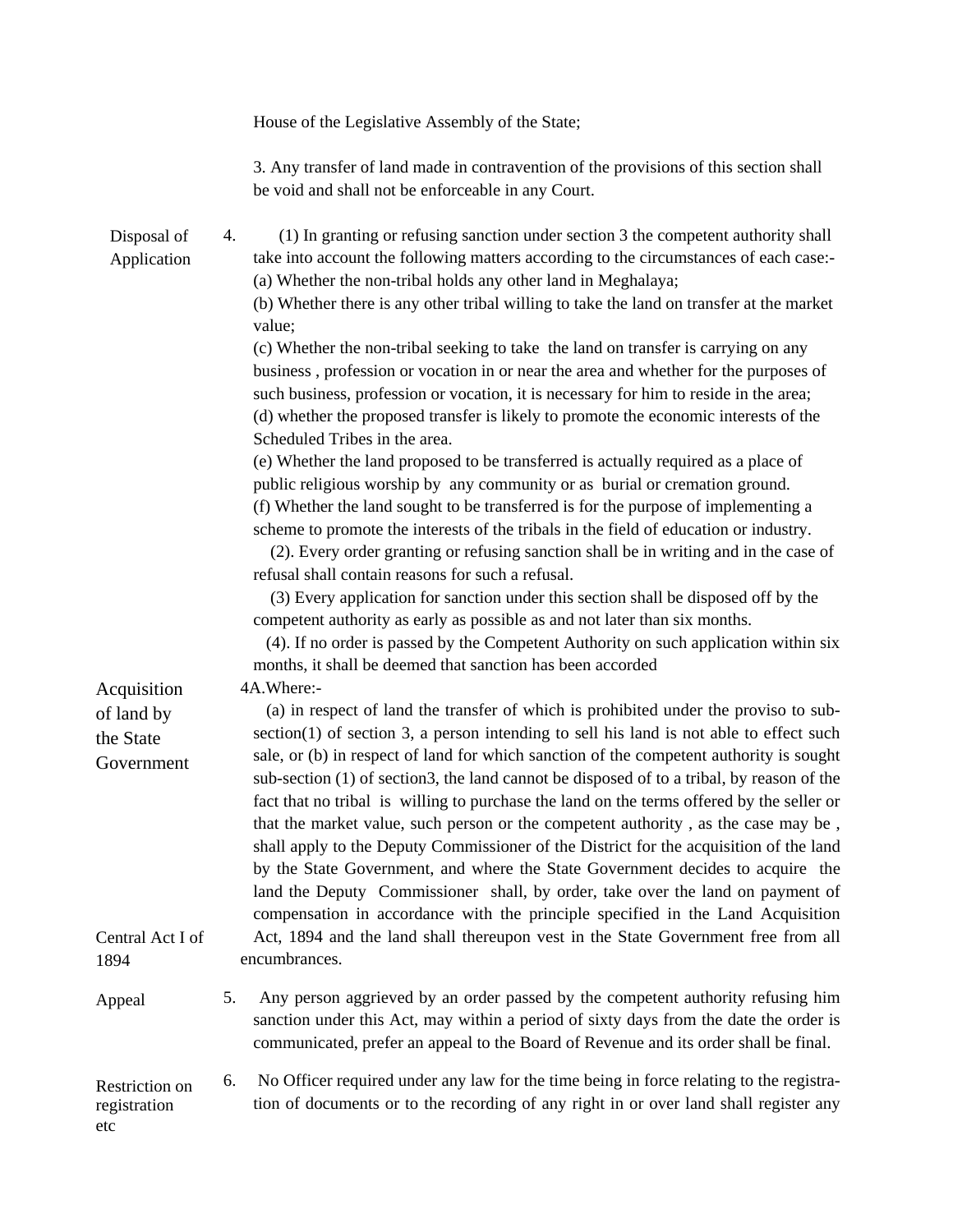House of the Legislative Assembly of the State;

3. Any transfer of land made in contravention of the provisions of this section shall be void and shall not be enforceable in any Court.

**Disposal of Application**

4. (1) In granting or refusing sanction under section 3 the competent authority shall take into account the following matters according to the circumstances of each case:-

(a) Whether the non-tribal holds any other land in Meghalaya;

(b) Whether there is any other tribal willing to take the land on transfer at the market value;

(c) Whether the non-tribal seeking to take the land on transfer is carrying on any business , profession or vocation in or near the area and whether for the purposes of such business, profession or vocation, it is necessary for him to reside in the area;

(d) whether the proposed transfer is likely to promote the economic interests of the Scheduled Tribes in the area.

(e) Whether the land proposed to be transferred is actually required as a place of public religious worship by any community or as burial or cremation ground.

(f) Whether the land sought to be transferred is for the purpose of implementing a scheme to promote the interests of the tribals in the field of education or industry.

(2). Every order granting or refusing sanction shall be in writing and in the case of refusal shall contain reasons for such a refusal.

(3) Every application for sanction under this section shall be disposed off by the competent authority as early as possible as and not later than six months.

(4). If no order is passed by the Competent Authority on such application within six months, it shall be deemed that sanction has been accorded

**Acquisition of land by the State Government**

4A.Where:-

(a) in respect of land the transfer of which is prohibited under the proviso to sub-section(1) of section 3, a person intending to sell his land is not able to effect such sale, or (b) in respect of land for which sanction of the competent authority is sought sub-section (1) of section3, the land cannot be disposed of to a tribal, by reason of the fact that no tribal is willing to purchase the land on the terms offered by the seller or that the market value, such person or the competent authority , as the case may be , shall apply to the Deputy Commissioner of the District for the acquisition of the land by the State Government, and where the State Government decides to acquire the land the Deputy Commissioner shall, by order, take over the land on payment of compensation in accordance with the principle specified in the Land Acquisition Act, 1894 and the land shall thereupon vest in the State Government free from all encumbrances.

*Central Act I of 1894*

**Appeal**

5. Any person aggrieved by an order passed by the competent authority refusing him sanction under this Act, may within a period of sixty days from the date the order is communicated, prefer an appeal to the Board of Revenue and its order shall be final.

**Restriction on registration etc**

6. No Officer required under any law for the time being in force relating to the registration of documents or to the recording of any right in or over land shall register any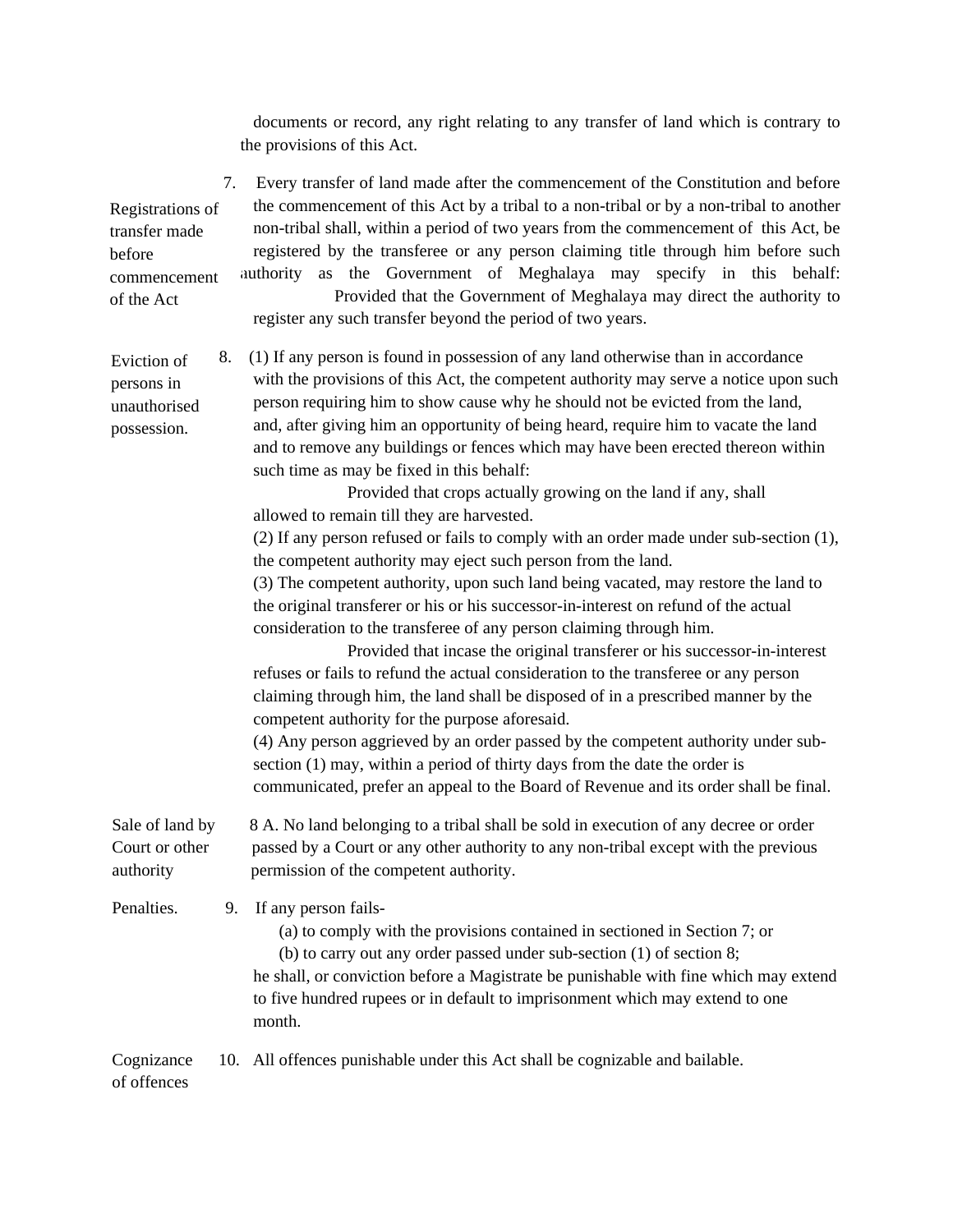documents or record, any right relating to any transfer of land which is contrary to the provisions of this Act.

**Registrations of transfer made before commencement of the Act**

7. Every transfer of land made after the commencement of the Constitution and before the commencement of this Act by a tribal to a non-tribal or by a non-tribal to another non-tribal shall, within a period of two years from the commencement of this Act, be registered by the transferee or any person claiming title through him before such authority as the Government of Meghalaya may specify in this behalf:

Provided that the Government of Meghalaya may direct the authority to register any such transfer beyond the period of two years.

**Eviction of persons in unauthorised possession.**

8. (1) If any person is found in possession of any land otherwise than in accordance with the provisions of this Act, the competent authority may serve a notice upon such person requiring him to show cause why he should not be evicted from the land, and, after giving him an opportunity of being heard, require him to vacate the land and to remove any buildings or fences which may have been erected thereon within such time as may be fixed in this behalf:

Provided that crops actually growing on the land if any, shall allowed to remain till they are harvested.

(2) If any person refused or fails to comply with an order made under sub-section (1), the competent authority may eject such person from the land.

(3) The competent authority, upon such land being vacated, may restore the land to the original transferer or his or his successor-in-interest on refund of the actual consideration to the transferee of any person claiming through him.

Provided that incase the original transferer or his successor-in-interest refuses or fails to refund the actual consideration to the transferee or any person claiming through him, the land shall be disposed of in a prescribed manner by the competent authority for the purpose aforesaid.

(4) Any person aggrieved by an order passed by the competent authority under sub-section (1) may, within a period of thirty days from the date the order is communicated, prefer an appeal to the Board of Revenue and its order shall be final.

**Sale of land by Court or other authority**

8 A. No land belonging to a tribal shall be sold in execution of any decree or order passed by a Court or any other authority to any non-tribal except with the previous permission of the competent authority.

**Penalties.**

9. If any person fails-

(a) to comply with the provisions contained in sectioned in Section 7; or

(b) to carry out any order passed under sub-section (1) of section 8;

he shall, or conviction before a Magistrate be punishable with fine which may extend to five hundred rupees or in default to imprisonment which may extend to one month.

**Cognizance of offences**

10. All offences punishable under this Act shall be cognizable and bailable.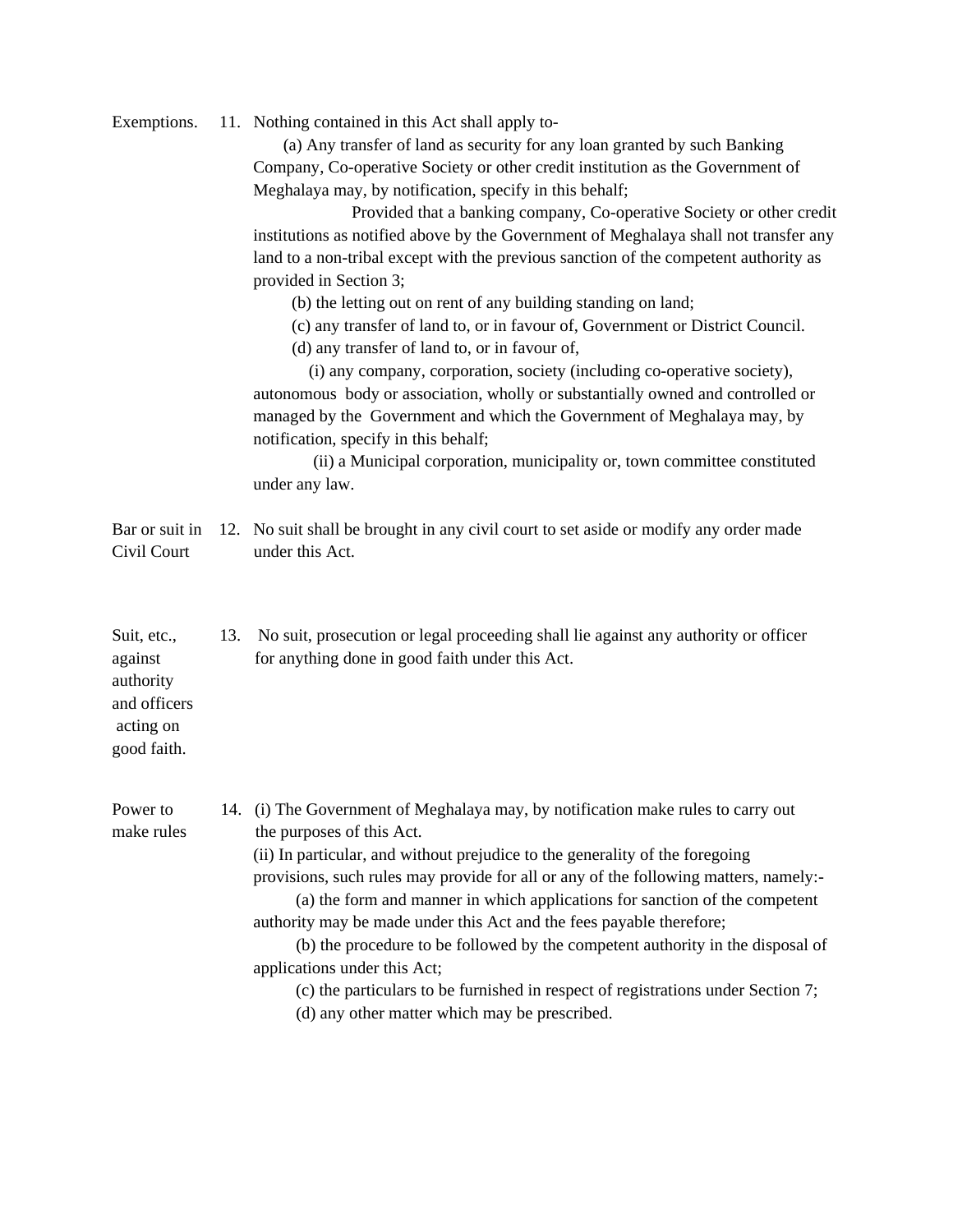**Exemptions.** 11. Nothing contained in this Act shall apply to-

(a) Any transfer of land as security for any loan granted by such Banking Company, Co-operative Society or other credit institution as the Government of Meghalaya may, by notification, specify in this behalf;

Provided that a banking company, Co-operative Society or other credit institutions as notified above by the Government of Meghalaya shall not transfer any land to a non-tribal except with the previous sanction of the competent authority as provided in Section 3;

(b) the letting out on rent of any building standing on land;

(c) any transfer of land to, or in favour of, Government or District Council.

(d) any transfer of land to, or in favour of,

(i) any company, corporation, society (including co-operative society), autonomous body or association, wholly or substantially owned and controlled or managed by the Government and which the Government of Meghalaya may, by notification, specify in this behalf;

(ii) a Municipal corporation, municipality or, town committee constituted under any law.

**Bar or suit in Civil Court** 12. No suit shall be brought in any civil court to set aside or modify any order made under this Act.

**Suit, etc., against authority and officers acting on good faith.** 13. No suit, prosecution or legal proceeding shall lie against any authority or officer for anything done in good faith under this Act.

**Power to make rules** 14. (i) The Government of Meghalaya may, by notification make rules to carry out the purposes of this Act.

(ii) In particular, and without prejudice to the generality of the foregoing provisions, such rules may provide for all or any of the following matters, namely:-

(a) the form and manner in which applications for sanction of the competent authority may be made under this Act and the fees payable therefore;

(b) the procedure to be followed by the competent authority in the disposal of applications under this Act;

(c) the particulars to be furnished in respect of registrations under Section 7;

(d) any other matter which may be prescribed.